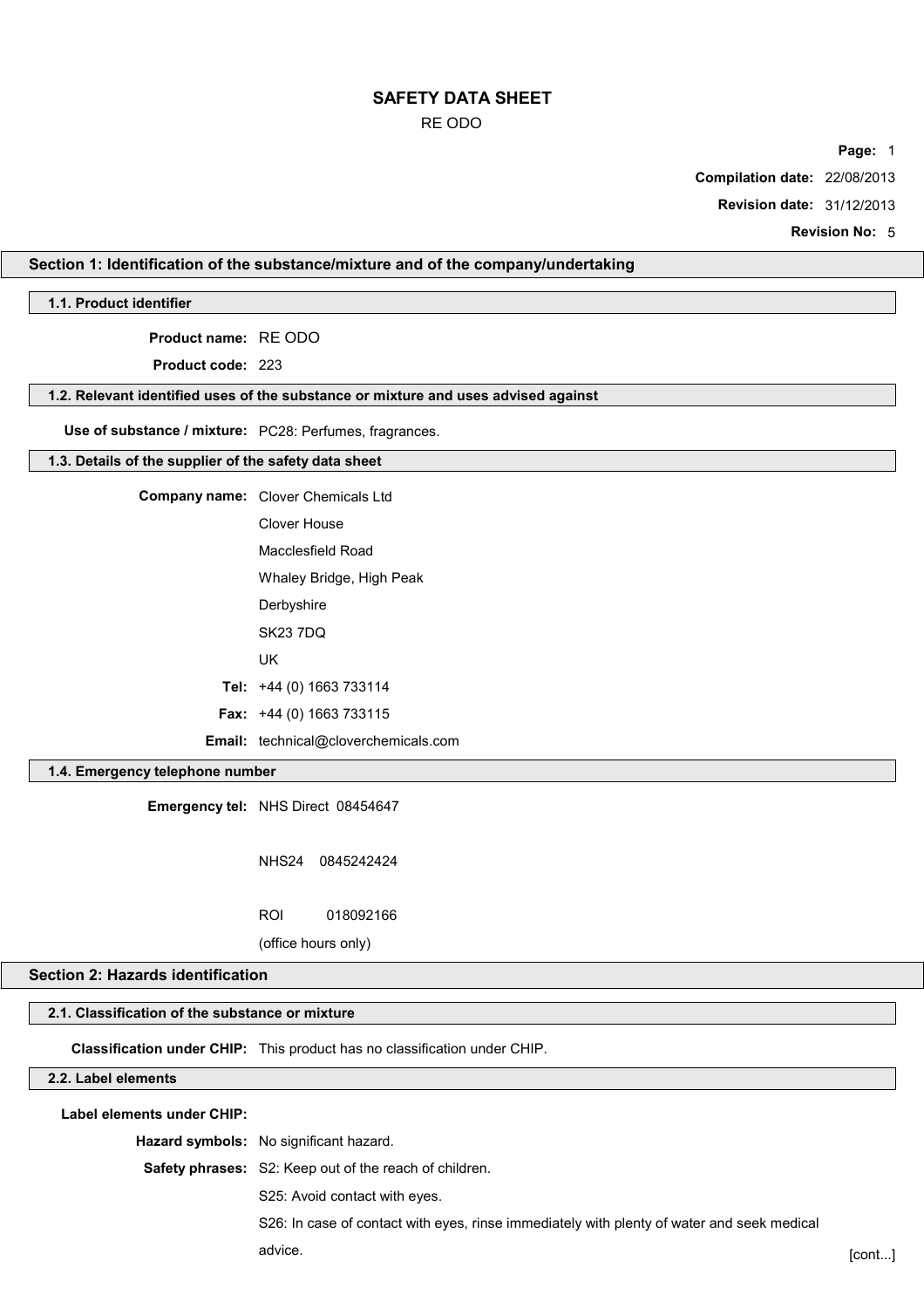# SAFETY DATA SHEET

RE ODO

**Compilation date:** 22/08/2013

**Revision date:** 31/12/2013

**Revision No:** 5

## Section 1: Identification of the substance/mixture and of the company/undertaking

### 1.1. Product identifier

**Product name:** RE ODO

**Product code:** 223

### 1.2. Relevant identified uses of the substance or mixture and uses advised against

**Use of substance / mixture:** PC28: Perfumes, fragrances.

### 1.3. Details of the supplier of the safety data sheet

**Company name:** Clover Chemicals Ltd

Clover House

Macclesfield Road

Whaley Bridge, High Peak

Derbyshire

SK23 7DQ

UK

**Tel:** +44 (0) 1663 733114

**Fax:** +44 (0) 1663 733115

**Email:** technical@cloverchemicals.com

### 1.4. Emergency telephone number

**Emergency tel:** NHS Direct 08454647

NHS24 0845242424

ROI 018092166

(office hours only)

## Section 2: Hazards identification

### 2.1. Classification of the substance or mixture

**Classification under CHIP:** This product has no classification under CHIP.

### 2.2. Label elements

**Label elements under CHIP:**

**Hazard symbols:** No significant hazard.

**Safety phrases:** S2: Keep out of the reach of children.

S25: Avoid contact with eyes.

S26: In case of contact with eyes, rinse immediately with plenty of water and seek medical advice.

[cont...]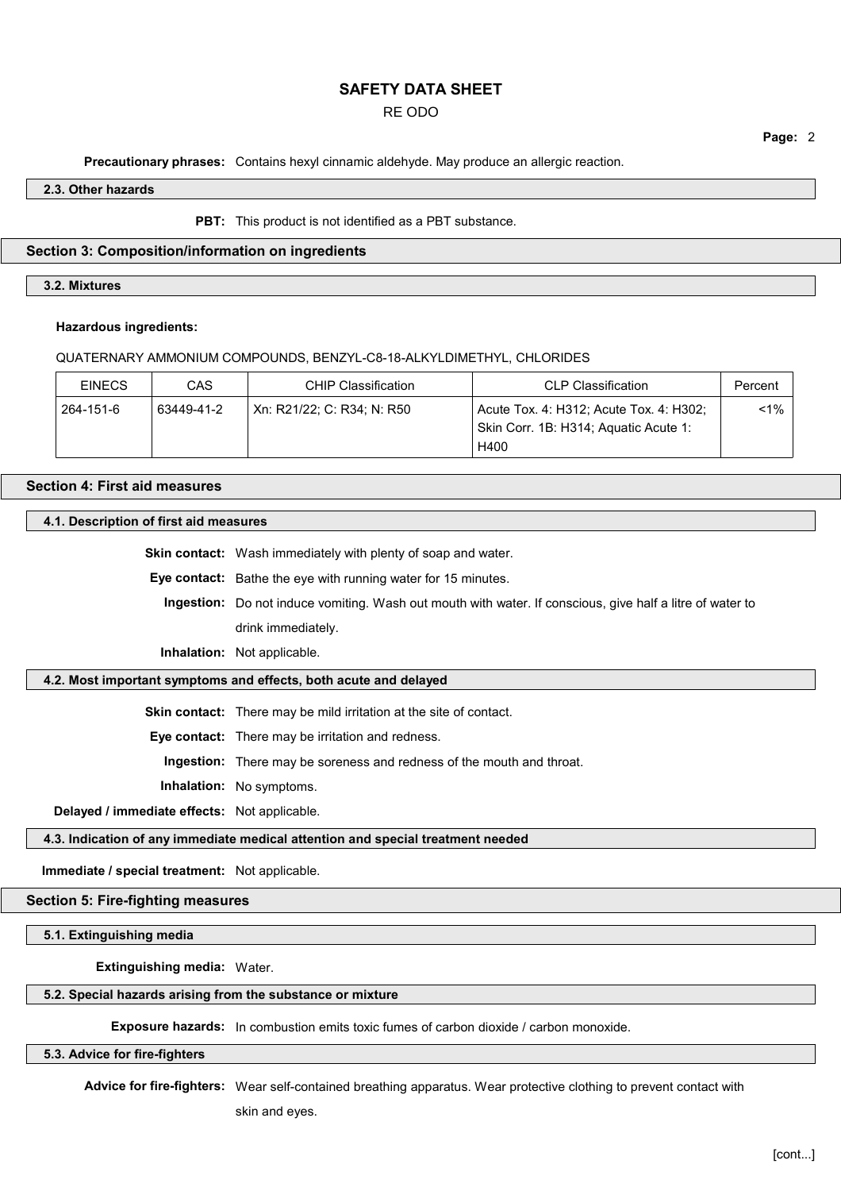**Precautionary phrases:** Contains hexyl cinnamic aldehyde. May produce an allergic reaction.

### 2.3. Other hazards

**PBT:** This product is not identified as a PBT substance.

## Section 3: Composition/information on ingredients

### 3.2. Mixtures

**Hazardous ingredients:**

QUATERNARY AMMONIUM COMPOUNDS, BENZYL-C8-18-ALKYLDIMETHYL, CHLORIDES

| EINECS | CAS | CHIP Classification | CLP Classification | Percent |
|---|---|---|---|---|
| 264-151-6 | 63449-41-2 | Xn: R21/22; C: R34; N: R50 | Acute Tox. 4: H312; Acute Tox. 4: H302; Skin Corr. 1B: H314; Aquatic Acute 1: H400 | <1% |

## Section 4: First aid measures

### 4.1. Description of first aid measures

**Skin contact:** Wash immediately with plenty of soap and water.

**Eye contact:** Bathe the eye with running water for 15 minutes.

**Ingestion:** Do not induce vomiting. Wash out mouth with water. If conscious, give half a litre of water to drink immediately.

**Inhalation:** Not applicable.

### 4.2. Most important symptoms and effects, both acute and delayed

**Skin contact:** There may be mild irritation at the site of contact.

**Eye contact:** There may be irritation and redness.

**Ingestion:** There may be soreness and redness of the mouth and throat.

**Inhalation:** No symptoms.

**Delayed / immediate effects:** Not applicable.

### 4.3. Indication of any immediate medical attention and special treatment needed

**Immediate / special treatment:** Not applicable.

## Section 5: Fire-fighting measures

### 5.1. Extinguishing media

**Extinguishing media:** Water.

### 5.2. Special hazards arising from the substance or mixture

**Exposure hazards:** In combustion emits toxic fumes of carbon dioxide / carbon monoxide.

### 5.3. Advice for fire-fighters

**Advice for fire-fighters:** Wear self-contained breathing apparatus. Wear protective clothing to prevent contact with skin and eyes.

[cont...]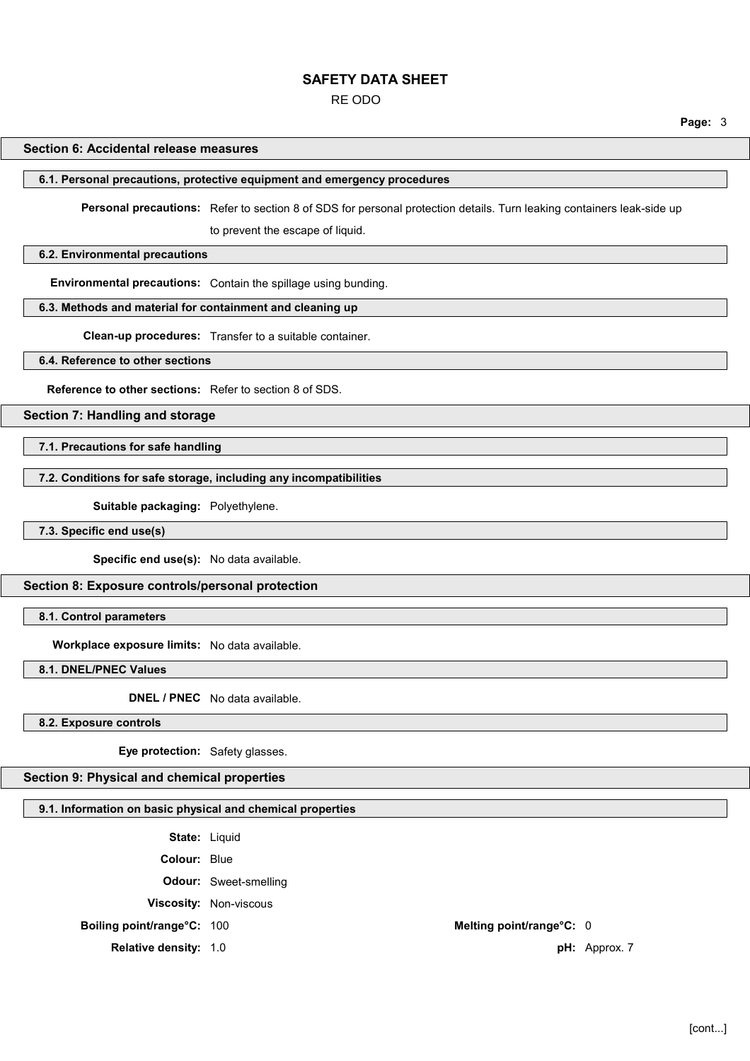## Section 6: Accidental release measures

### 6.1. Personal precautions, protective equipment and emergency procedures

**Personal precautions:** Refer to section 8 of SDS for personal protection details. Turn leaking containers leak-side up to prevent the escape of liquid.

### 6.2. Environmental precautions

**Environmental precautions:** Contain the spillage using bunding.

### 6.3. Methods and material for containment and cleaning up

**Clean-up procedures:** Transfer to a suitable container.

### 6.4. Reference to other sections

**Reference to other sections:** Refer to section 8 of SDS.

## Section 7: Handling and storage

### 7.1. Precautions for safe handling

### 7.2. Conditions for safe storage, including any incompatibilities

**Suitable packaging:** Polyethylene.

### 7.3. Specific end use(s)

**Specific end use(s):** No data available.

## Section 8: Exposure controls/personal protection

### 8.1. Control parameters

**Workplace exposure limits:** No data available.

### 8.1. DNEL/PNEC Values

**DNEL / PNEC** No data available.

### 8.2. Exposure controls

**Eye protection:** Safety glasses.

## Section 9: Physical and chemical properties

### 9.1. Information on basic physical and chemical properties

**State:** Liquid

**Colour:** Blue

**Odour:** Sweet-smelling

**Viscosity:** Non-viscous

**Boiling point/range°C:** 100

**Melting point/range°C:** 0

**Relative density:** 1.0

**pH:** Approx. 7

[cont...]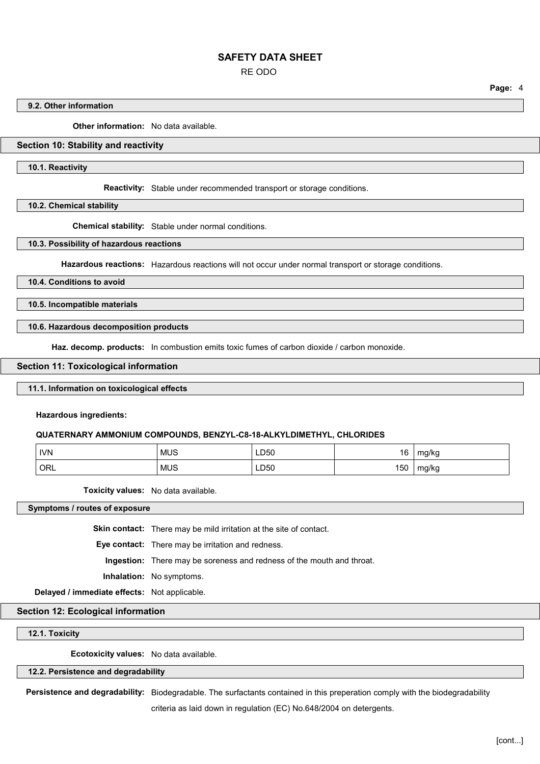### 9.2. Other information

**Other information:** No data available.

## Section 10: Stability and reactivity

### 10.1. Reactivity

**Reactivity:** Stable under recommended transport or storage conditions.

### 10.2. Chemical stability

**Chemical stability:** Stable under normal conditions.

### 10.3. Possibility of hazardous reactions

**Hazardous reactions:** Hazardous reactions will not occur under normal transport or storage conditions.

### 10.4. Conditions to avoid

### 10.5. Incompatible materials

### 10.6. Hazardous decomposition products

**Haz. decomp. products:** In combustion emits toxic fumes of carbon dioxide / carbon monoxide.

## Section 11: Toxicological information

### 11.1. Information on toxicological effects

**Hazardous ingredients:**

**QUATERNARY AMMONIUM COMPOUNDS, BENZYL-C8-18-ALKYLDIMETHYL, CHLORIDES**

| | | | | |
|---|---|---|---|---|
| IVN | MUS | LD50 | 16 | mg/kg |
| ORL | MUS | LD50 | 150 | mg/kg |

**Toxicity values:** No data available.

### Symptoms / routes of exposure

**Skin contact:** There may be mild irritation at the site of contact.

**Eye contact:** There may be irritation and redness.

**Ingestion:** There may be soreness and redness of the mouth and throat.

**Inhalation:** No symptoms.

**Delayed / immediate effects:** Not applicable.

## Section 12: Ecological information

### 12.1. Toxicity

**Ecotoxicity values:** No data available.

### 12.2. Persistence and degradability

**Persistence and degradability:** Biodegradable. The surfactants contained in this preperation comply with the biodegradability criteria as laid down in regulation (EC) No.648/2004 on detergents.

[cont...]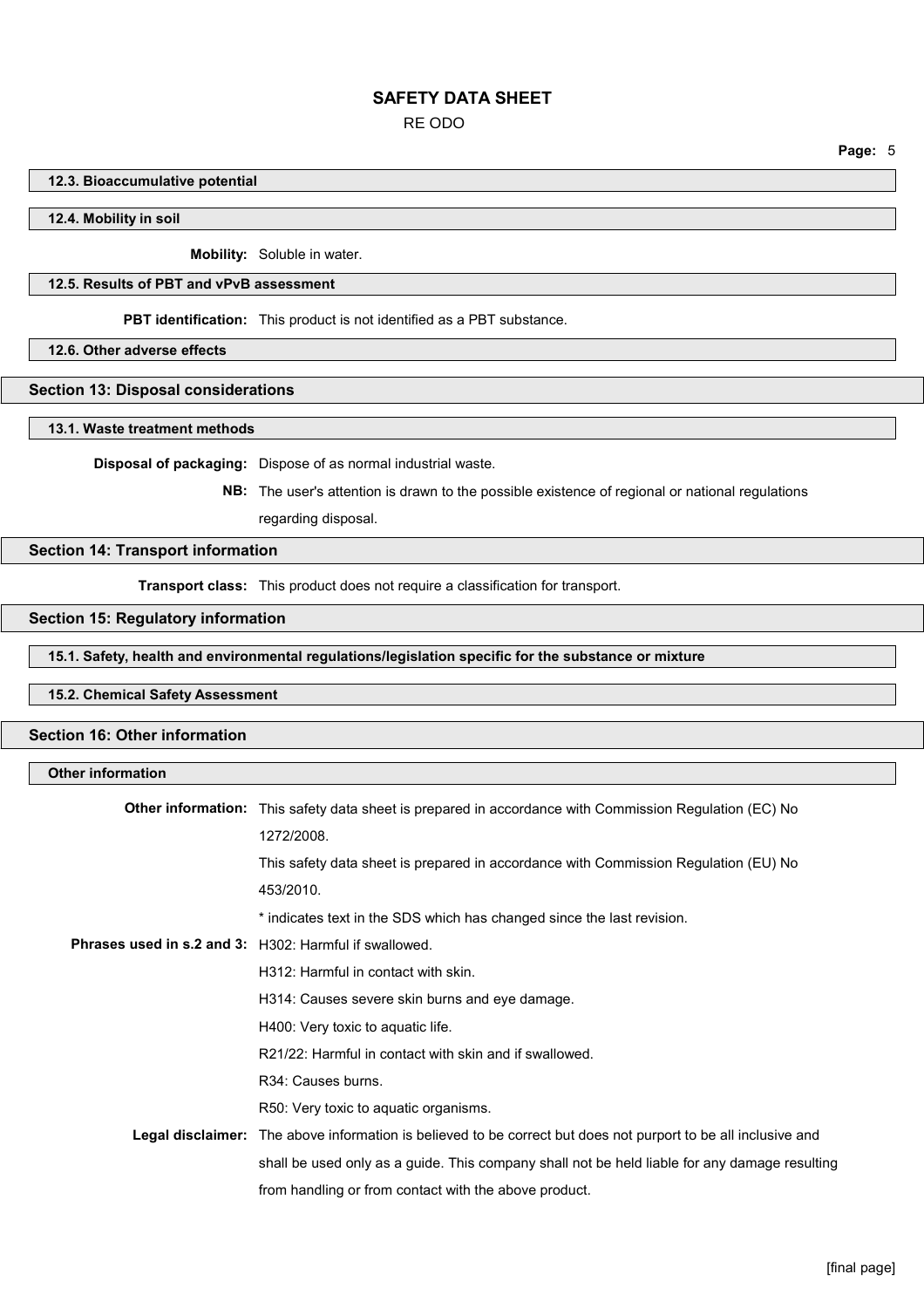### 12.3. Bioaccumulative potential

### 12.4. Mobility in soil

**Mobility:** Soluble in water.

### 12.5. Results of PBT and vPvB assessment

**PBT identification:** This product is not identified as a PBT substance.

### 12.6. Other adverse effects

## Section 13: Disposal considerations

### 13.1. Waste treatment methods

**Disposal of packaging:** Dispose of as normal industrial waste.

**NB:** The user's attention is drawn to the possible existence of regional or national regulations regarding disposal.

## Section 14: Transport information

**Transport class:** This product does not require a classification for transport.

## Section 15: Regulatory information

### 15.1. Safety, health and environmental regulations/legislation specific for the substance or mixture

### 15.2. Chemical Safety Assessment

## Section 16: Other information

### Other information

**Other information:** This safety data sheet is prepared in accordance with Commission Regulation (EC) No 1272/2008.

This safety data sheet is prepared in accordance with Commission Regulation (EU) No 453/2010.

* indicates text in the SDS which has changed since the last revision.

**Phrases used in s.2 and 3:** H302: Harmful if swallowed.

H312: Harmful in contact with skin.

H314: Causes severe skin burns and eye damage.

H400: Very toxic to aquatic life.

R21/22: Harmful in contact with skin and if swallowed.

R34: Causes burns.

R50: Very toxic to aquatic organisms.

**Legal disclaimer:** The above information is believed to be correct but does not purport to be all inclusive and shall be used only as a guide. This company shall not be held liable for any damage resulting from handling or from contact with the above product.

[final page]